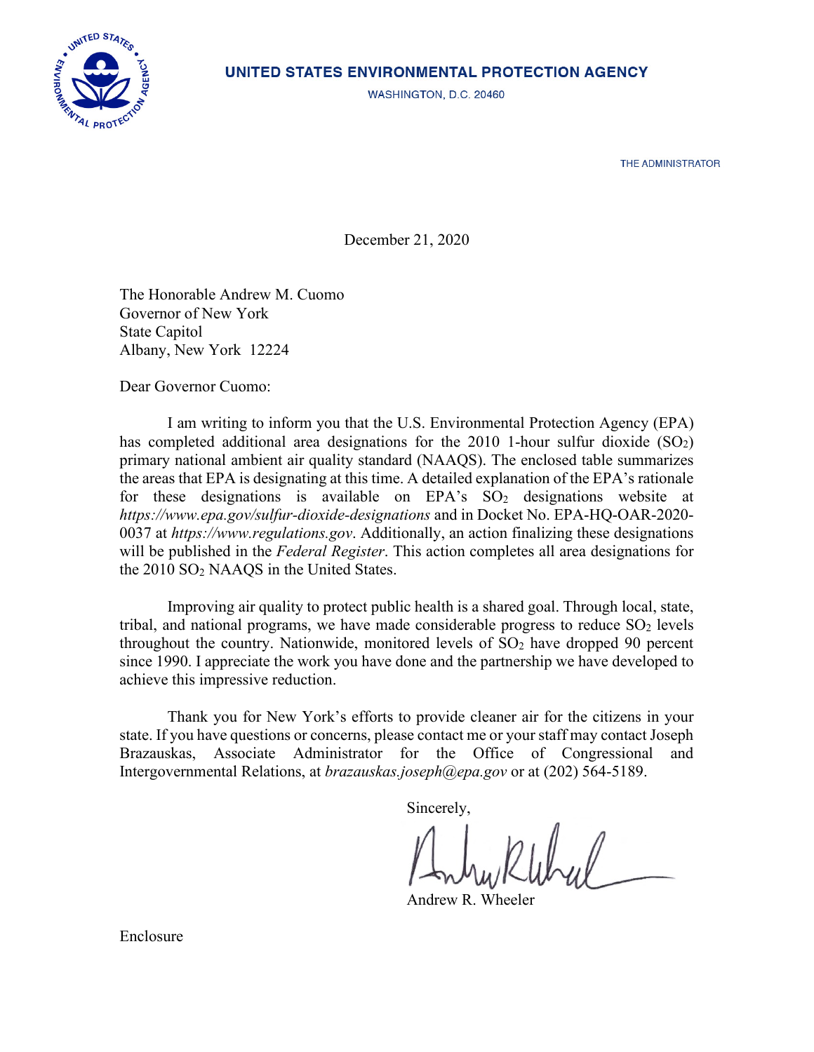# UNITED STATES ENVIRONMENTAL PROTECTION AGENCY

WASHINGTON, D.C. 20460

THE ADMINISTRATOR

December 21, 2020

The Honorable Andrew M. Cuomo
Governor of New York
State Capitol
Albany, New York 12224

Dear Governor Cuomo:

I am writing to inform you that the U.S. Environmental Protection Agency (EPA) has completed additional area designations for the 2010 1-hour sulfur dioxide ($SO_2$) primary national ambient air quality standard (NAAQS). The enclosed table summarizes the areas that EPA is designating at this time. A detailed explanation of the EPA's rationale for these designations is available on EPA's $SO_2$ designations website at *https://www.epa.gov/sulfur-dioxide-designations* and in Docket No. EPA-HQ-OAR-2020-0037 at *https://www.regulations.gov*. Additionally, an action finalizing these designations will be published in the *Federal Register*. This action completes all area designations for the 2010 $SO_2$ NAAQS in the United States.

Improving air quality to protect public health is a shared goal. Through local, state, tribal, and national programs, we have made considerable progress to reduce $SO_2$ levels throughout the country. Nationwide, monitored levels of $SO_2$ have dropped 90 percent since 1990. I appreciate the work you have done and the partnership we have developed to achieve this impressive reduction.

Thank you for New York's efforts to provide cleaner air for the citizens in your state. If you have questions or concerns, please contact me or your staff may contact Joseph Brazauskas, Associate Administrator for the Office of Congressional and Intergovernmental Relations, at *brazauskas.joseph@epa.gov* or at (202) 564-5189.

Sincerely,

Andrew R. Wheeler

Enclosure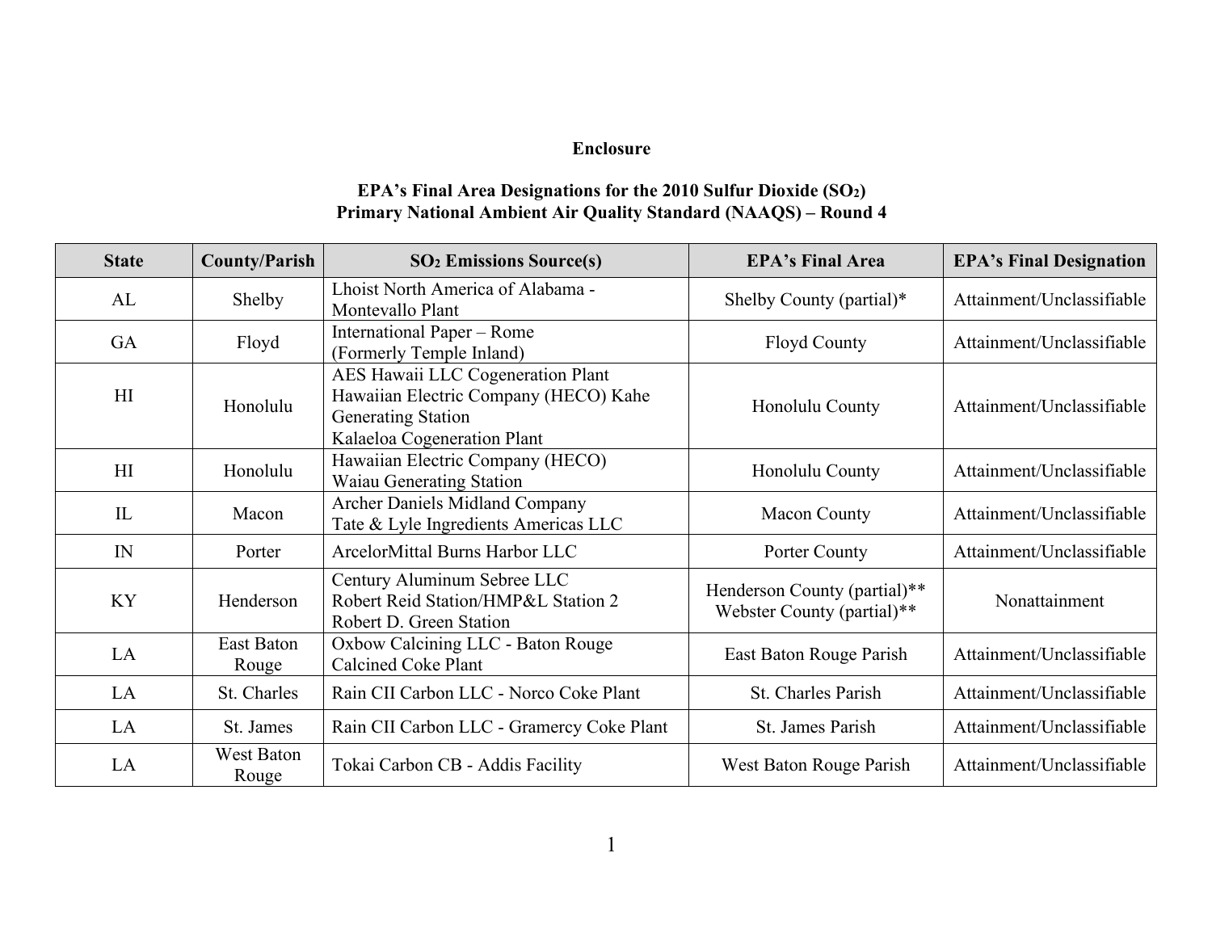**Enclosure**

**EPA's Final Area Designations for the 2010 Sulfur Dioxide ($SO_2$) Primary National Ambient Air Quality Standard (NAAQS) – Round 4**

| State | County/Parish | $SO_2$ Emissions Source(s) | EPA's Final Area | EPA's Final Designation |
|---|---|---|---|---|
| AL | Shelby | Lhoist North America of Alabama - Montevallo Plant | Shelby County (partial)* | Attainment/Unclassifiable |
| GA | Floyd | International Paper – Rome (Formerly Temple Inland) | Floyd County | Attainment/Unclassifiable |
| HI | Honolulu | AES Hawaii LLC Cogeneration Plant<br>Hawaiian Electric Company (HECO) Kahe Generating Station<br>Kalaeloa Cogeneration Plant | Honolulu County | Attainment/Unclassifiable |
| HI | Honolulu | Hawaiian Electric Company (HECO) Waiau Generating Station | Honolulu County | Attainment/Unclassifiable |
| IL | Macon | Archer Daniels Midland Company<br>Tate & Lyle Ingredients Americas LLC | Macon County | Attainment/Unclassifiable |
| IN | Porter | ArcelorMittal Burns Harbor LLC | Porter County | Attainment/Unclassifiable |
| KY | Henderson | Century Aluminum Sebree LLC<br>Robert Reid Station/HMP&L Station 2<br>Robert D. Green Station | Henderson County (partial)**<br>Webster County (partial)** | Nonattainment |
| LA | East Baton Rouge | Oxbow Calcining LLC - Baton Rouge Calcined Coke Plant | East Baton Rouge Parish | Attainment/Unclassifiable |
| LA | St. Charles | Rain CII Carbon LLC - Norco Coke Plant | St. Charles Parish | Attainment/Unclassifiable |
| LA | St. James | Rain CII Carbon LLC - Gramercy Coke Plant | St. James Parish | Attainment/Unclassifiable |
| LA | West Baton Rouge | Tokai Carbon CB - Addis Facility | West Baton Rouge Parish | Attainment/Unclassifiable |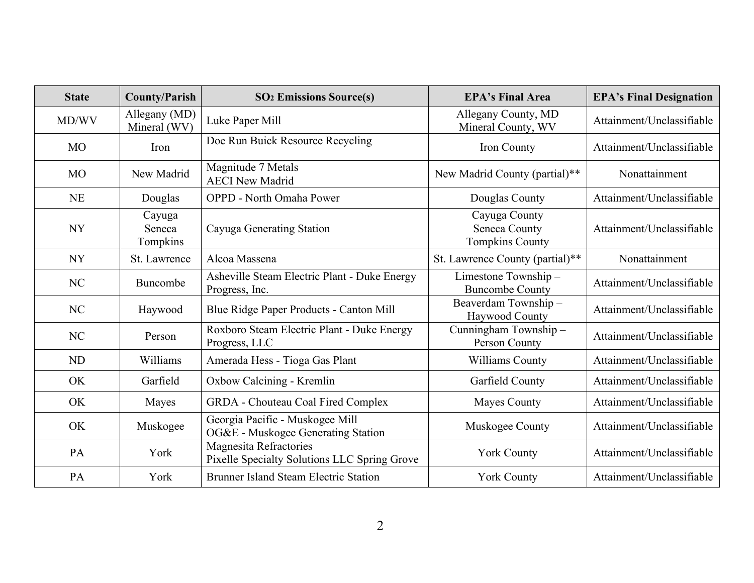| State | County/Parish | $SO_2$ Emissions Source(s) | EPA's Final Area | EPA's Final Designation |
|---|---|---|---|---|
| MD/WV | Allegany (MD) Mineral (WV) | Luke Paper Mill | Allegany County, MD Mineral County, WV | Attainment/Unclassifiable |
| MO | Iron | Doe Run Buick Resource Recycling | Iron County | Attainment/Unclassifiable |
| MO | New Madrid | Magnitude 7 Metals AECI New Madrid | New Madrid County (partial)** | Nonattainment |
| NE | Douglas | OPPD - North Omaha Power | Douglas County | Attainment/Unclassifiable |
| NY | Cayuga Seneca Tompkins | Cayuga Generating Station | Cayuga County Seneca County Tompkins County | Attainment/Unclassifiable |
| NY | St. Lawrence | Alcoa Massena | St. Lawrence County (partial)** | Nonattainment |
| NC | Buncombe | Asheville Steam Electric Plant - Duke Energy Progress, Inc. | Limestone Township – Buncombe County | Attainment/Unclassifiable |
| NC | Haywood | Blue Ridge Paper Products - Canton Mill | Beaverdam Township – Haywood County | Attainment/Unclassifiable |
| NC | Person | Roxboro Steam Electric Plant - Duke Energy Progress, LLC | Cunningham Township – Person County | Attainment/Unclassifiable |
| ND | Williams | Amerada Hess - Tioga Gas Plant | Williams County | Attainment/Unclassifiable |
| OK | Garfield | Oxbow Calcining - Kremlin | Garfield County | Attainment/Unclassifiable |
| OK | Mayes | GRDA - Chouteau Coal Fired Complex | Mayes County | Attainment/Unclassifiable |
| OK | Muskogee | Georgia Pacific - Muskogee Mill OG&E - Muskogee Generating Station | Muskogee County | Attainment/Unclassifiable |
| PA | York | Magnesita Refractories Pixelle Specialty Solutions LLC Spring Grove | York County | Attainment/Unclassifiable |
| PA | York | Brunner Island Steam Electric Station | York County | Attainment/Unclassifiable |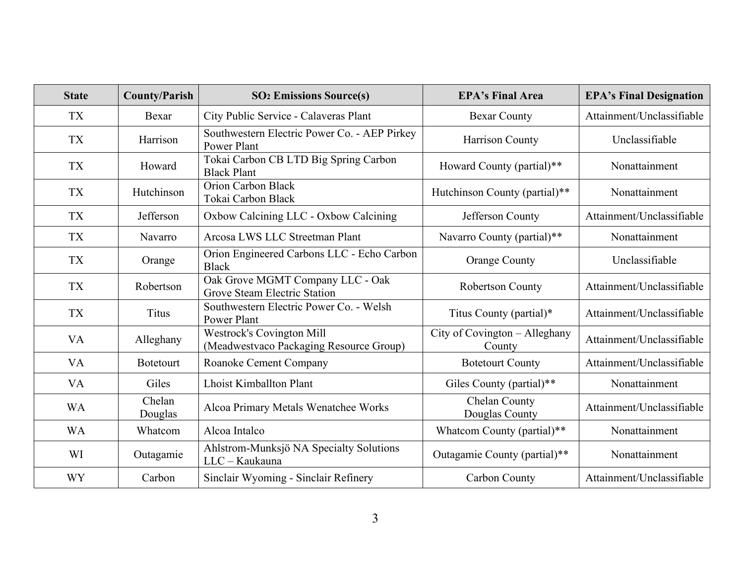| State | County/Parish | $SO_2$ Emissions Source(s) | EPA's Final Area | EPA's Final Designation |
|---|---|---|---|---|
| TX | Bexar | City Public Service - Calaveras Plant | Bexar County | Attainment/Unclassifiable |
| TX | Harrison | Southwestern Electric Power Co. - AEP Pirkey Power Plant | Harrison County | Unclassifiable |
| TX | Howard | Tokai Carbon CB LTD Big Spring Carbon Black Plant | Howard County (partial)** | Nonattainment |
| TX | Hutchinson | Orion Carbon Black<br>Tokai Carbon Black | Hutchinson County (partial)** | Nonattainment |
| TX | Jefferson | Oxbow Calcining LLC - Oxbow Calcining | Jefferson County | Attainment/Unclassifiable |
| TX | Navarro | Arcosa LWS LLC Streetman Plant | Navarro County (partial)** | Nonattainment |
| TX | Orange | Orion Engineered Carbons LLC - Echo Carbon Black | Orange County | Unclassifiable |
| TX | Robertson | Oak Grove MGMT Company LLC - Oak Grove Steam Electric Station | Robertson County | Attainment/Unclassifiable |
| TX | Titus | Southwestern Electric Power Co. - Welsh Power Plant | Titus County (partial)* | Attainment/Unclassifiable |
| VA | Alleghany | Westrock's Covington Mill (Meadwestvaco Packaging Resource Group) | City of Covington – Alleghany County | Attainment/Unclassifiable |
| VA | Botetourt | Roanoke Cement Company | Botetourt County | Attainment/Unclassifiable |
| VA | Giles | Lhoist Kimballton Plant | Giles County (partial)** | Nonattainment |
| WA | Chelan<br>Douglas | Alcoa Primary Metals Wenatchee Works | Chelan County<br>Douglas County | Attainment/Unclassifiable |
| WA | Whatcom | Alcoa Intalco | Whatcom County (partial)** | Nonattainment |
| WI | Outagamie | Ahlstrom-Munksjö NA Specialty Solutions LLC – Kaukauna | Outagamie County (partial)** | Nonattainment |
| WY | Carbon | Sinclair Wyoming - Sinclair Refinery | Carbon County | Attainment/Unclassifiable |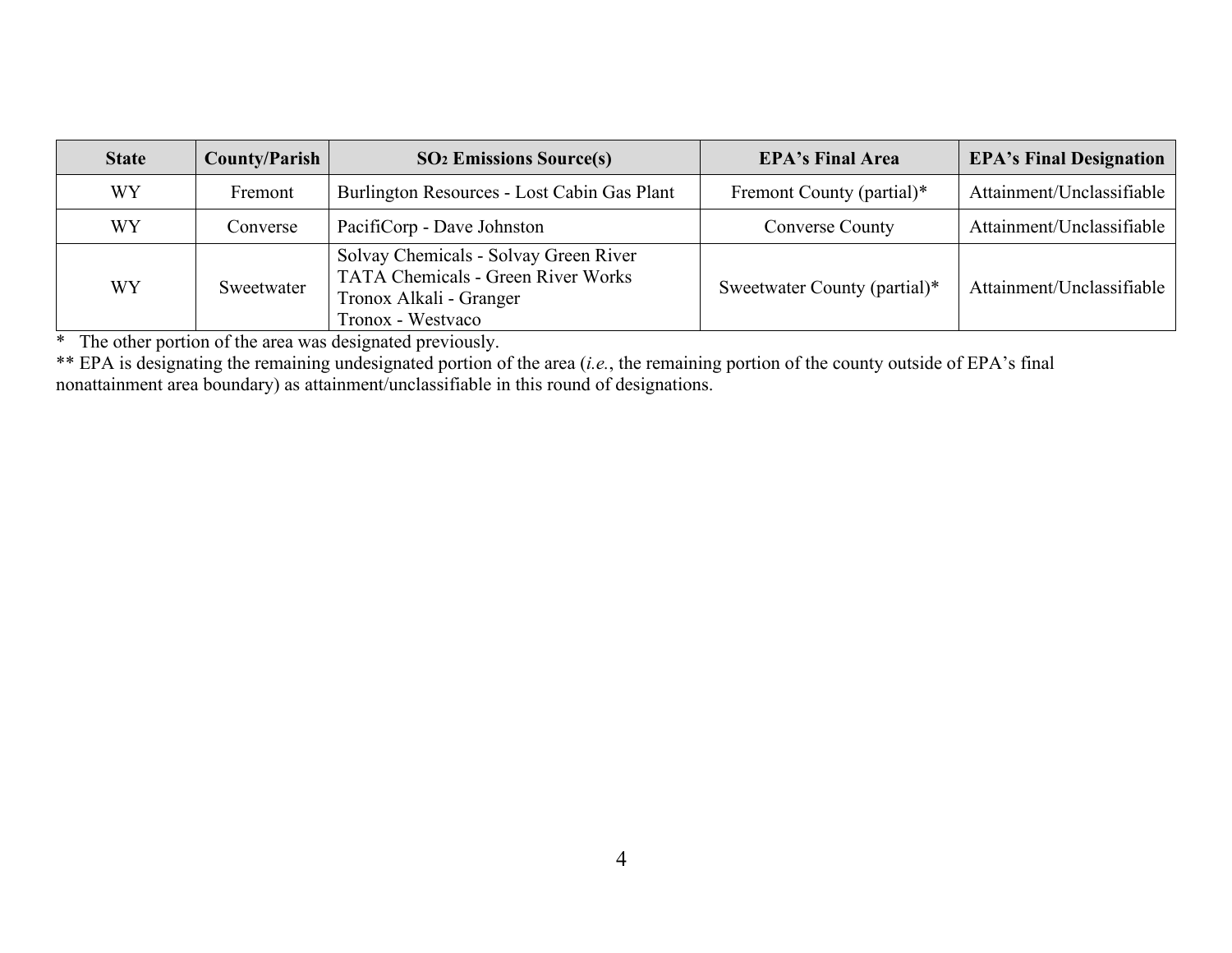| State | County/Parish | $SO_2$ Emissions Source(s) | EPA's Final Area | EPA's Final Designation |
|---|---|---|---|---|
| WY | Fremont | Burlington Resources - Lost Cabin Gas Plant | Fremont County (partial)* | Attainment/Unclassifiable |
| WY | Converse | PacifiCorp - Dave Johnston | Converse County | Attainment/Unclassifiable |
| WY | Sweetwater | Solvay Chemicals - Solvay Green River<br>TATA Chemicals - Green River Works<br>Tronox Alkali - Granger<br>Tronox - Westvaco | Sweetwater County (partial)* | Attainment/Unclassifiable |

\* The other portion of the area was designated previously.

\*\* EPA is designating the remaining undesignated portion of the area (*i.e.*, the remaining portion of the county outside of EPA's final nonattainment area boundary) as attainment/unclassifiable in this round of designations.